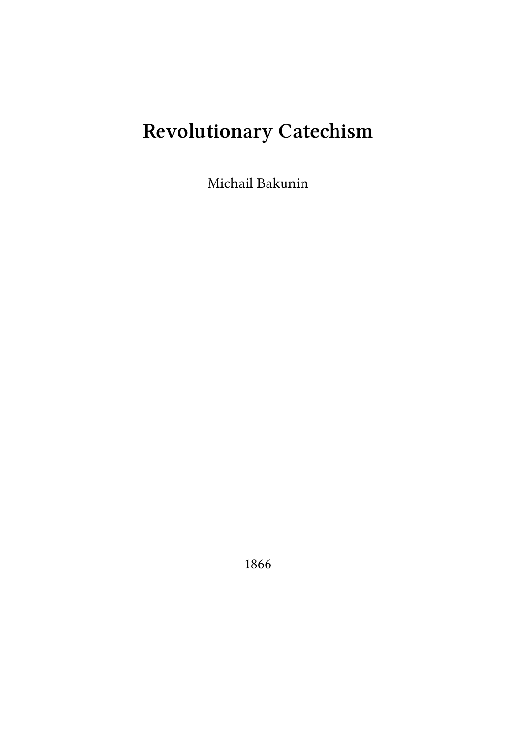# Revolutionary Catechism

Michail Bakunin

1866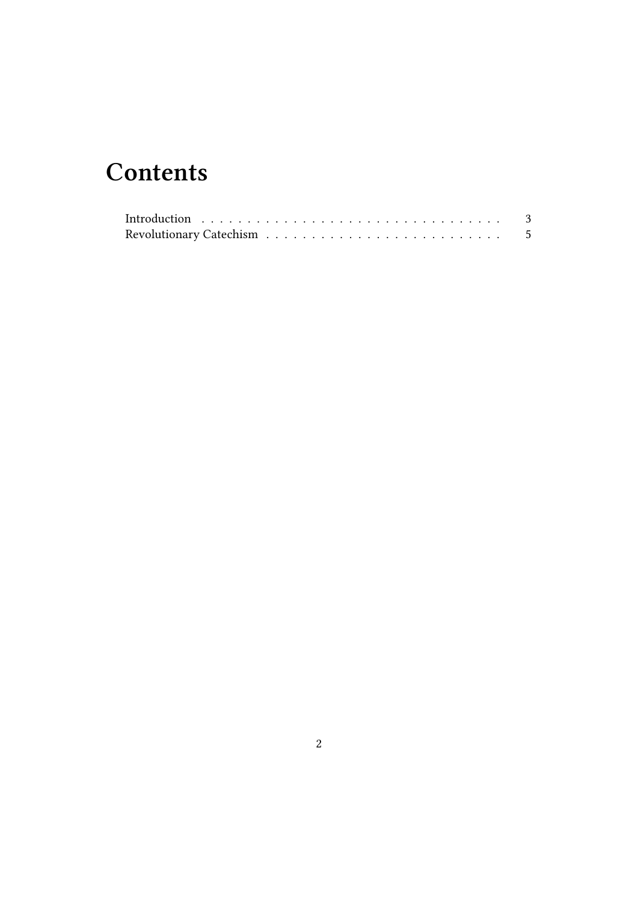# Contents

Introduction . . . . . . . . . . . . . . . . . . . . . . . . . . . . . . . . . 3
Revolutionary Catechism . . . . . . . . . . . . . . . . . . . . . . . . . 5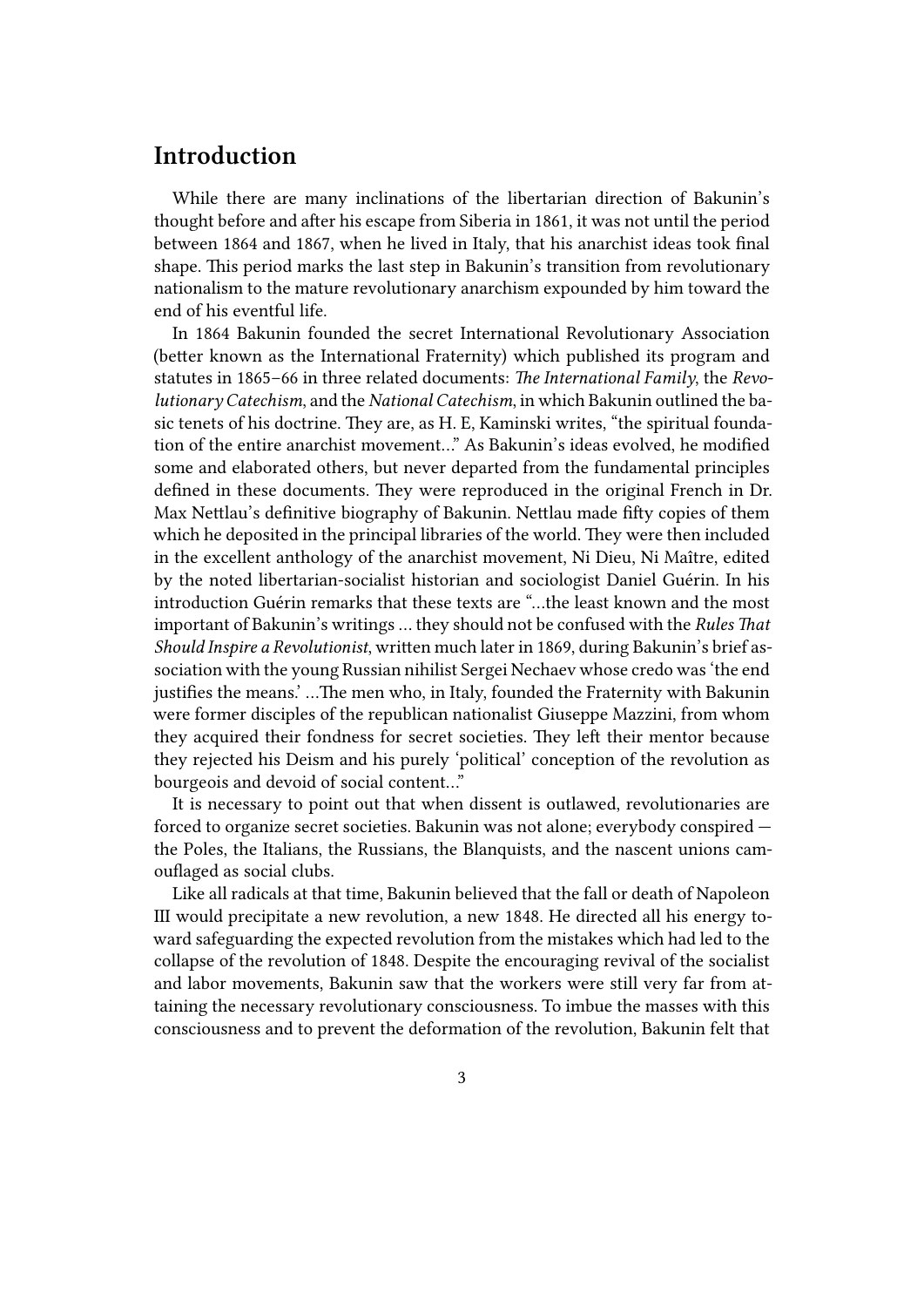## Introduction

While there are many inclinations of the libertarian direction of Bakunin's thought before and after his escape from Siberia in 1861, it was not until the period between 1864 and 1867, when he lived in Italy, that his anarchist ideas took final shape. This period marks the last step in Bakunin's transition from revolutionary nationalism to the mature revolutionary anarchism expounded by him toward the end of his eventful life.

In 1864 Bakunin founded the secret International Revolutionary Association (better known as the International Fraternity) which published its program and statutes in 1865–66 in three related documents: *The International Family*, the *Revolutionary Catechism*, and the *National Catechism*, in which Bakunin outlined the basic tenets of his doctrine. They are, as H. E, Kaminski writes, "the spiritual foundation of the entire anarchist movement..." As Bakunin's ideas evolved, he modified some and elaborated others, but never departed from the fundamental principles defined in these documents. They were reproduced in the original French in Dr. Max Nettlau's definitive biography of Bakunin. Nettlau made fifty copies of them which he deposited in the principal libraries of the world. They were then included in the excellent anthology of the anarchist movement, Ni Dieu, Ni Maître, edited by the noted libertarian-socialist historian and sociologist Daniel Guérin. In his introduction Guérin remarks that these texts are "...the least known and the most important of Bakunin's writings ... they should not be confused with the *Rules That Should Inspire a Revolutionist*, written much later in 1869, during Bakunin's brief association with the young Russian nihilist Sergei Nechaev whose credo was 'the end justifies the means.' ...The men who, in Italy, founded the Fraternity with Bakunin were former disciples of the republican nationalist Giuseppe Mazzini, from whom they acquired their fondness for secret societies. They left their mentor because they rejected his Deism and his purely 'political' conception of the revolution as bourgeois and devoid of social content..."

It is necessary to point out that when dissent is outlawed, revolutionaries are forced to organize secret societies. Bakunin was not alone; everybody conspired — the Poles, the Italians, the Russians, the Blanquists, and the nascent unions camouflaged as social clubs.

Like all radicals at that time, Bakunin believed that the fall or death of Napoleon III would precipitate a new revolution, a new 1848. He directed all his energy toward safeguarding the expected revolution from the mistakes which had led to the collapse of the revolution of 1848. Despite the encouraging revival of the socialist and labor movements, Bakunin saw that the workers were still very far from attaining the necessary revolutionary consciousness. To imbue the masses with this consciousness and to prevent the deformation of the revolution, Bakunin felt that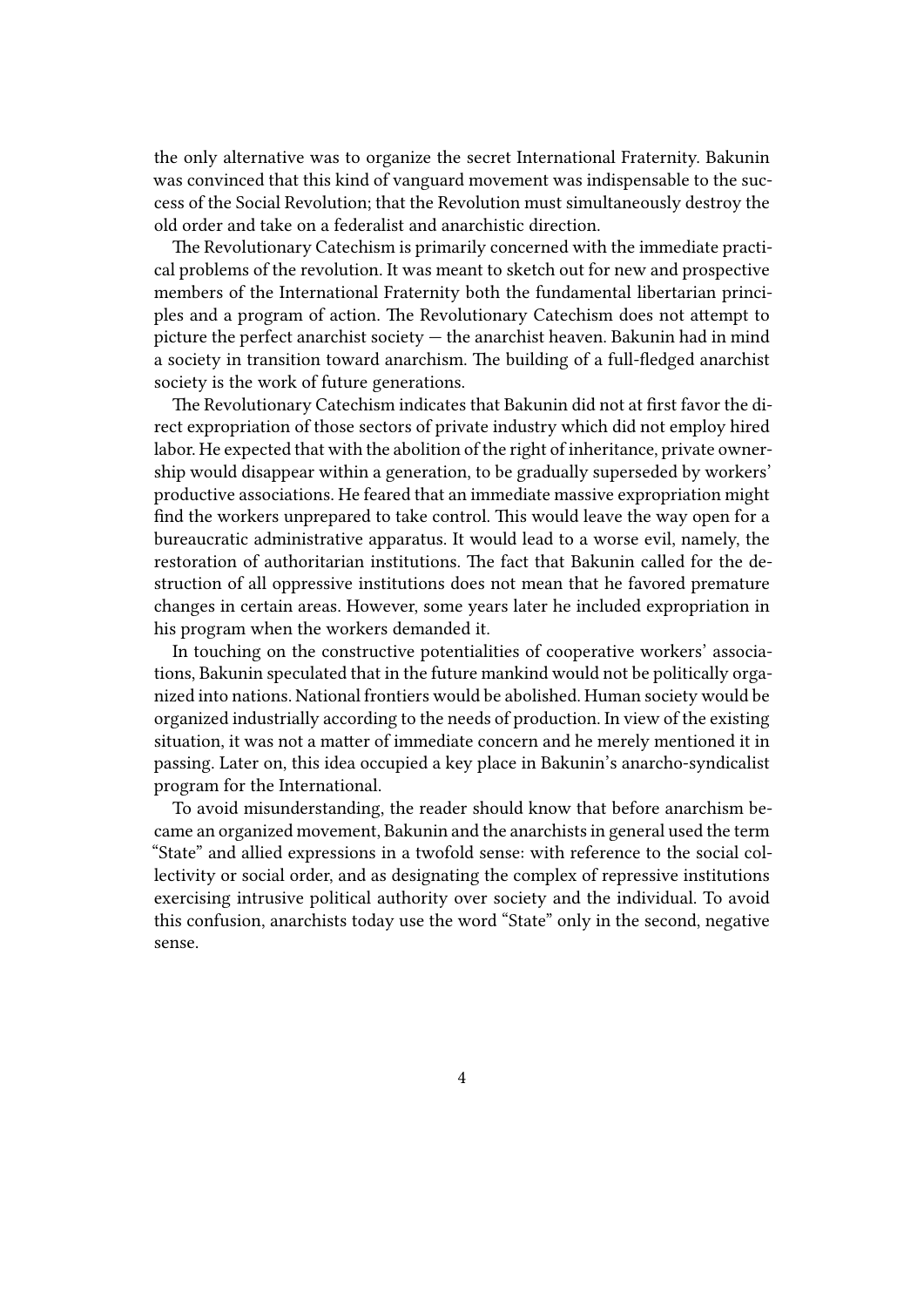the only alternative was to organize the secret International Fraternity. Bakunin was convinced that this kind of vanguard movement was indispensable to the success of the Social Revolution; that the Revolution must simultaneously destroy the old order and take on a federalist and anarchistic direction.

The Revolutionary Catechism is primarily concerned with the immediate practical problems of the revolution. It was meant to sketch out for new and prospective members of the International Fraternity both the fundamental libertarian principles and a program of action. The Revolutionary Catechism does not attempt to picture the perfect anarchist society — the anarchist heaven. Bakunin had in mind a society in transition toward anarchism. The building of a full-fledged anarchist society is the work of future generations.

The Revolutionary Catechism indicates that Bakunin did not at first favor the direct expropriation of those sectors of private industry which did not employ hired labor. He expected that with the abolition of the right of inheritance, private ownership would disappear within a generation, to be gradually superseded by workers' productive associations. He feared that an immediate massive expropriation might find the workers unprepared to take control. This would leave the way open for a bureaucratic administrative apparatus. It would lead to a worse evil, namely, the restoration of authoritarian institutions. The fact that Bakunin called for the destruction of all oppressive institutions does not mean that he favored premature changes in certain areas. However, some years later he included expropriation in his program when the workers demanded it.

In touching on the constructive potentialities of cooperative workers' associations, Bakunin speculated that in the future mankind would not be politically organized into nations. National frontiers would be abolished. Human society would be organized industrially according to the needs of production. In view of the existing situation, it was not a matter of immediate concern and he merely mentioned it in passing. Later on, this idea occupied a key place in Bakunin's anarcho-syndicalist program for the International.

To avoid misunderstanding, the reader should know that before anarchism became an organized movement, Bakunin and the anarchists in general used the term "State" and allied expressions in a twofold sense: with reference to the social collectivity or social order, and as designating the complex of repressive institutions exercising intrusive political authority over society and the individual. To avoid this confusion, anarchists today use the word "State" only in the second, negative sense.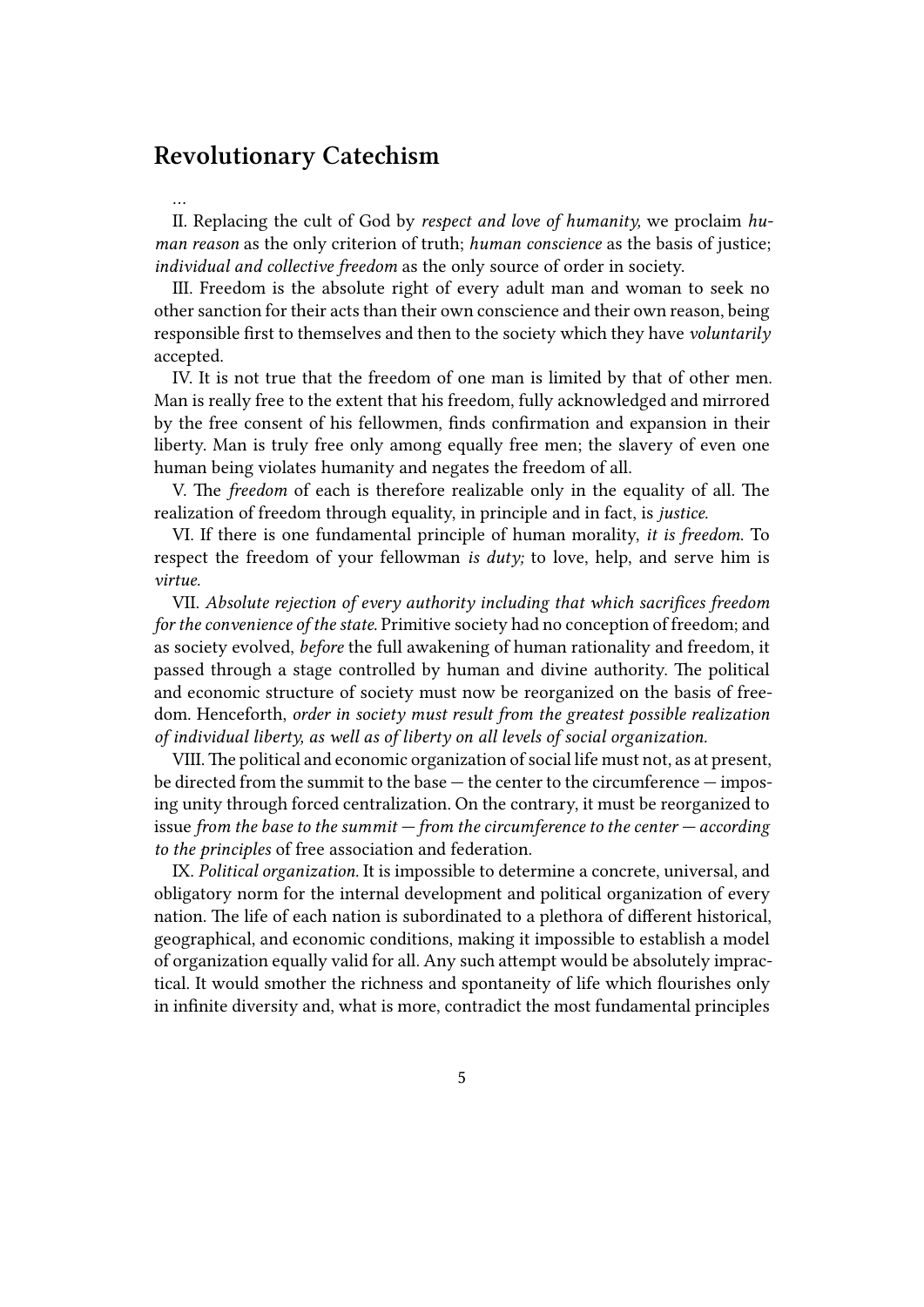## Revolutionary Catechism

…

II. Replacing the cult of God by *respect and love of humanity,* we proclaim *human reason* as the only criterion of truth; *human conscience* as the basis of justice; *individual and collective freedom* as the only source of order in society.

III. Freedom is the absolute right of every adult man and woman to seek no other sanction for their acts than their own conscience and their own reason, being responsible first to themselves and then to the society which they have *voluntarily* accepted.

IV. It is not true that the freedom of one man is limited by that of other men. Man is really free to the extent that his freedom, fully acknowledged and mirrored by the free consent of his fellowmen, finds confirmation and expansion in their liberty. Man is truly free only among equally free men; the slavery of even one human being violates humanity and negates the freedom of all.

V. The *freedom* of each is therefore realizable only in the equality of all. The realization of freedom through equality, in principle and in fact, is *justice.*

VI. If there is one fundamental principle of human morality, *it is freedom.* To respect the freedom of your fellowman *is duty;* to love, help, and serve him is *virtue.*

VII. *Absolute rejection of every authority including that which sacrifices freedom for the convenience of the state.* Primitive society had no conception of freedom; and as society evolved, *before* the full awakening of human rationality and freedom, it passed through a stage controlled by human and divine authority. The political and economic structure of society must now be reorganized on the basis of freedom. Henceforth, *order in society must result from the greatest possible realization of individual liberty, as well as of liberty on all levels of social organization.*

VIII. The political and economic organization of social life must not, as at present, be directed from the summit to the base — the center to the circumference — imposing unity through forced centralization. On the contrary, it must be reorganized to issue *from the base to the summit — from the circumference to the center — according to the principles* of free association and federation.

IX. *Political organization.* It is impossible to determine a concrete, universal, and obligatory norm for the internal development and political organization of every nation. The life of each nation is subordinated to a plethora of different historical, geographical, and economic conditions, making it impossible to establish a model of organization equally valid for all. Any such attempt would be absolutely impractical. It would smother the richness and spontaneity of life which flourishes only in infinite diversity and, what is more, contradict the most fundamental principles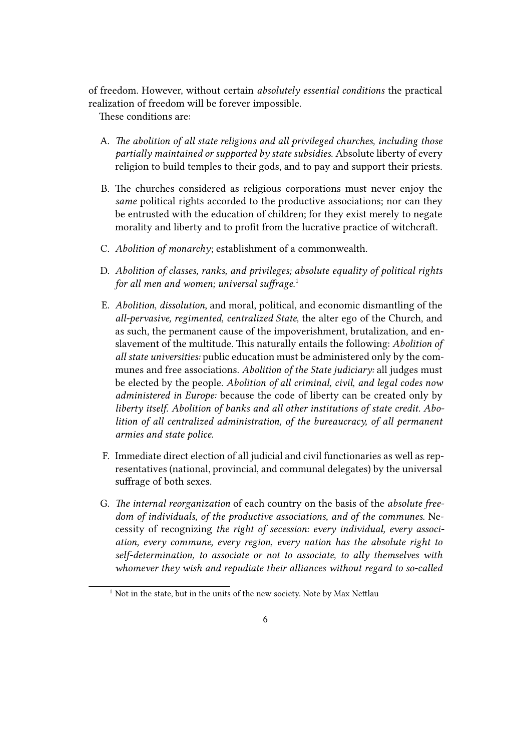of freedom. However, without certain *absolutely essential conditions* the practical realization of freedom will be forever impossible.

These conditions are:

A. *The abolition of all state religions and all privileged churches, including those partially maintained or supported by state subsidies*. Absolute liberty of every religion to build temples to their gods, and to pay and support their priests.

B. The churches considered as religious corporations must never enjoy the *same* political rights accorded to the productive associations; nor can they be entrusted with the education of children; for they exist merely to negate morality and liberty and to profit from the lucrative practice of witchcraft.

C. *Abolition of monarchy*; establishment of a commonwealth.

D. *Abolition of classes, ranks, and privileges; absolute equality of political rights for all men and women; universal suffrage.*[1]

E. *Abolition, dissolution*, and moral, political, and economic dismantling of the *all-pervasive, regimented, centralized State,* the alter ego of the Church, and as such, the permanent cause of the impoverishment, brutalization, and enslavement of the multitude. This naturally entails the following: *Abolition of all state universities:* public education must be administered only by the communes and free associations. *Abolition of the State judiciary:* all judges must be elected by the people. *Abolition of all criminal, civil, and legal codes now administered in Europe:* because the code of liberty can be created only by *liberty itself. Abolition of banks and all other institutions of state credit. Abolition of all centralized administration, of the bureaucracy, of all permanent armies and state police.*

F. Immediate direct election of all judicial and civil functionaries as well as representatives (national, provincial, and communal delegates) by the universal suffrage of both sexes.

G. *The internal reorganization* of each country on the basis of the *absolute freedom of individuals, of the productive associations, and of the communes*. Necessity of recognizing *the right of secession: every individual, every association, every commune, every region, every nation has the absolute right to self-determination, to associate or not to associate, to ally themselves with whomever they wish and repudiate their alliances without regard to so-called*

[1] Not in the state, but in the units of the new society. Note by Max Nettlau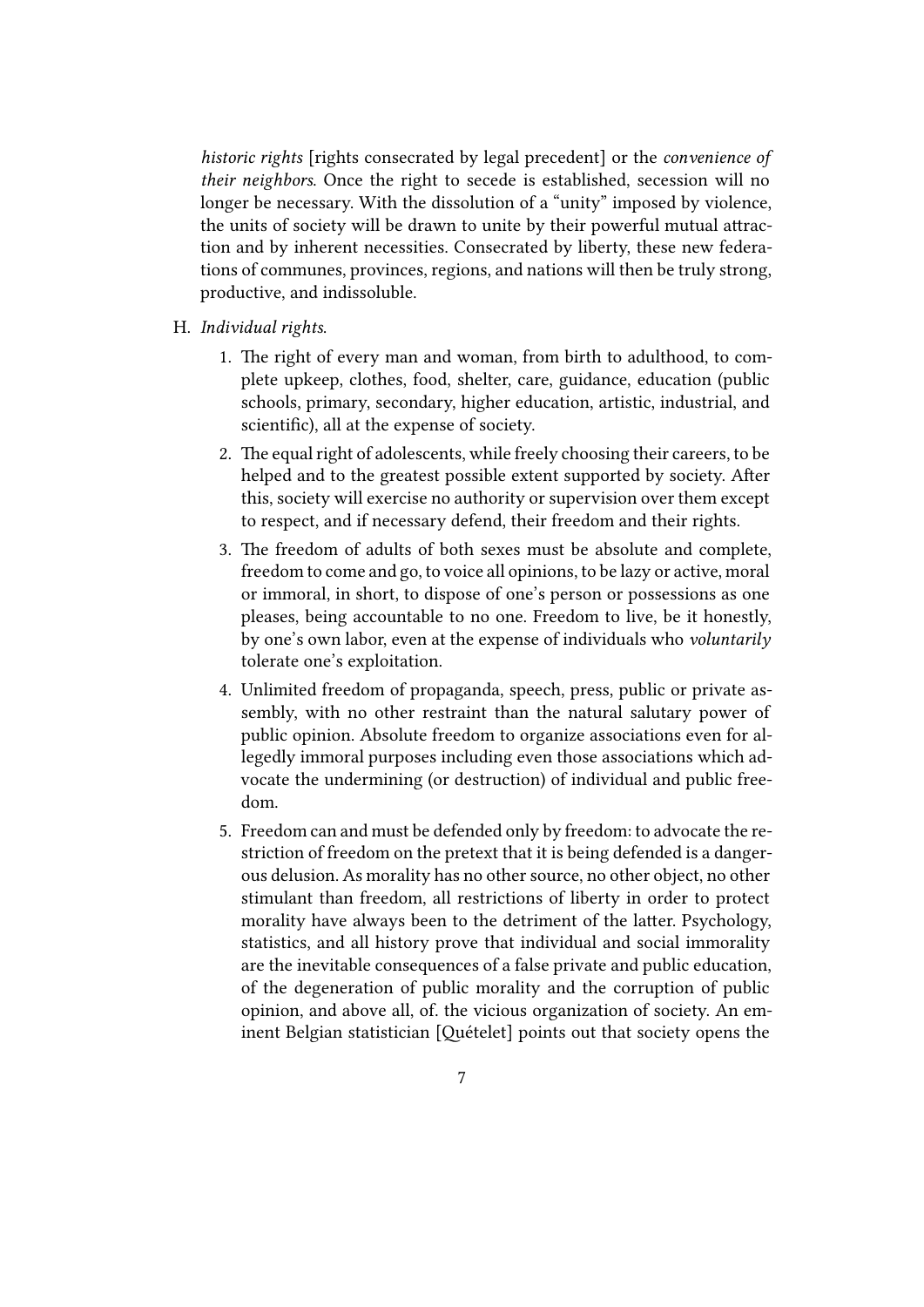*historic rights* [rights consecrated by legal precedent] or the *convenience of their neighbors*. Once the right to secede is established, secession will no longer be necessary. With the dissolution of a "unity" imposed by violence, the units of society will be drawn to unite by their powerful mutual attraction and by inherent necessities. Consecrated by liberty, these new federations of communes, provinces, regions, and nations will then be truly strong, productive, and indissoluble.

H. *Individual rights.*

1. The right of every man and woman, from birth to adulthood, to complete upkeep, clothes, food, shelter, care, guidance, education (public schools, primary, secondary, higher education, artistic, industrial, and scientific), all at the expense of society.
2. The equal right of adolescents, while freely choosing their careers, to be helped and to the greatest possible extent supported by society. After this, society will exercise no authority or supervision over them except to respect, and if necessary defend, their freedom and their rights.
3. The freedom of adults of both sexes must be absolute and complete, freedom to come and go, to voice all opinions, to be lazy or active, moral or immoral, in short, to dispose of one's person or possessions as one pleases, being accountable to no one. Freedom to live, be it honestly, by one's own labor, even at the expense of individuals who *voluntarily* tolerate one's exploitation.
4. Unlimited freedom of propaganda, speech, press, public or private assembly, with no other restraint than the natural salutary power of public opinion. Absolute freedom to organize associations even for allegedly immoral purposes including even those associations which advocate the undermining (or destruction) of individual and public freedom.
5. Freedom can and must be defended only by freedom: to advocate the restriction of freedom on the pretext that it is being defended is a dangerous delusion. As morality has no other source, no other object, no other stimulant than freedom, all restrictions of liberty in order to protect morality have always been to the detriment of the latter. Psychology, statistics, and all history prove that individual and social immorality are the inevitable consequences of a false private and public education, of the degeneration of public morality and the corruption of public opinion, and above all, of. the vicious organization of society. An eminent Belgian statistician [Quételet] points out that society opens the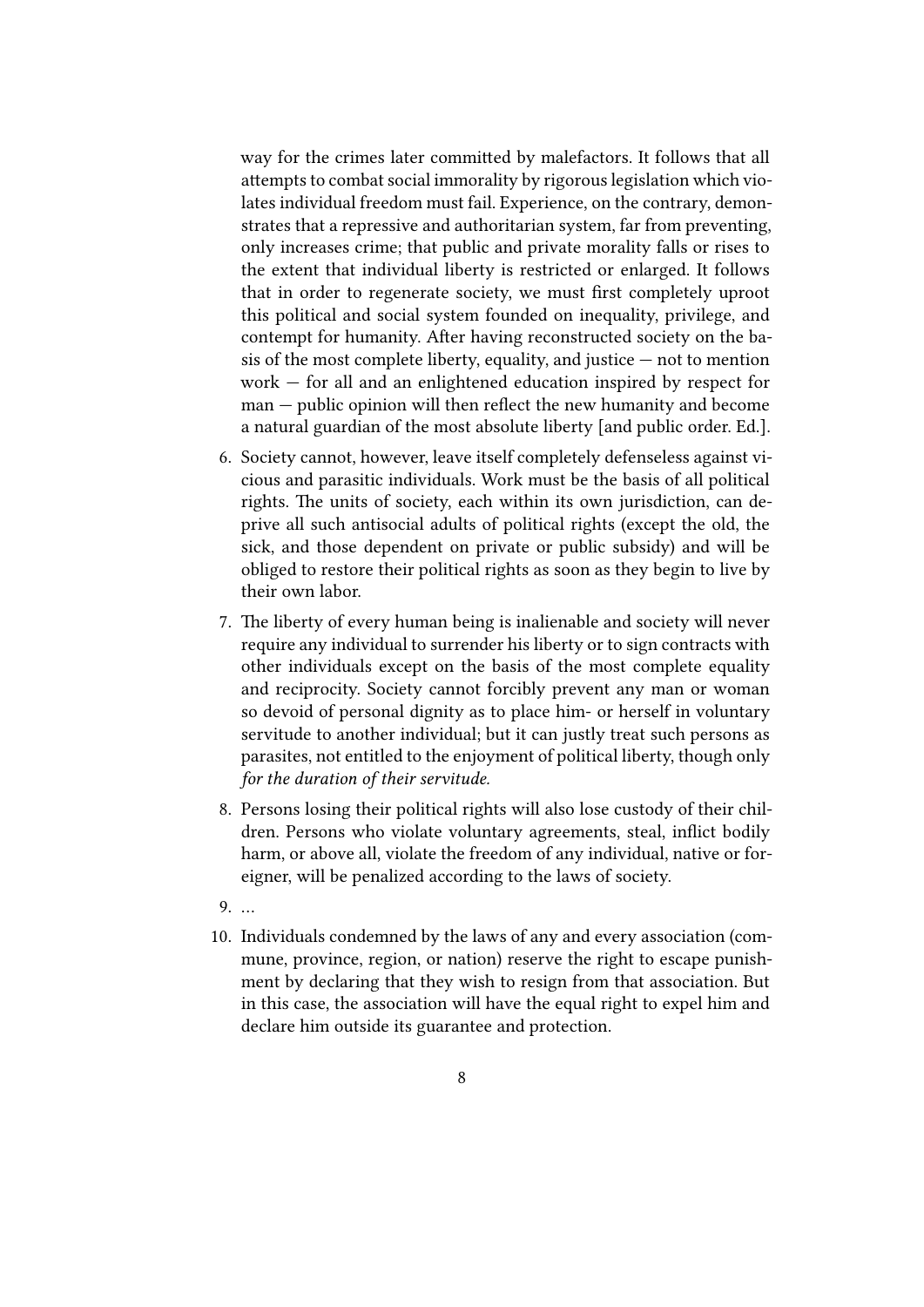way for the crimes later committed by malefactors. It follows that all attempts to combat social immorality by rigorous legislation which violates individual freedom must fail. Experience, on the contrary, demonstrates that a repressive and authoritarian system, far from preventing, only increases crime; that public and private morality falls or rises to the extent that individual liberty is restricted or enlarged. It follows that in order to regenerate society, we must first completely uproot this political and social system founded on inequality, privilege, and contempt for humanity. After having reconstructed society on the basis of the most complete liberty, equality, and justice — not to mention work — for all and an enlightened education inspired by respect for man — public opinion will then reflect the new humanity and become a natural guardian of the most absolute liberty [and public order. Ed.].

6. Society cannot, however, leave itself completely defenseless against vicious and parasitic individuals. Work must be the basis of all political rights. The units of society, each within its own jurisdiction, can deprive all such antisocial adults of political rights (except the old, the sick, and those dependent on private or public subsidy) and will be obliged to restore their political rights as soon as they begin to live by their own labor.
7. The liberty of every human being is inalienable and society will never require any individual to surrender his liberty or to sign contracts with other individuals except on the basis of the most complete equality and reciprocity. Society cannot forcibly prevent any man or woman so devoid of personal dignity as to place him- or herself in voluntary servitude to another individual; but it can justly treat such persons as parasites, not entitled to the enjoyment of political liberty, though only *for the duration of their servitude.*
8. Persons losing their political rights will also lose custody of their children. Persons who violate voluntary agreements, steal, inflict bodily harm, or above all, violate the freedom of any individual, native or foreigner, will be penalized according to the laws of society.
9. …
10. Individuals condemned by the laws of any and every association (commune, province, region, or nation) reserve the right to escape punishment by declaring that they wish to resign from that association. But in this case, the association will have the equal right to expel him and declare him outside its guarantee and protection.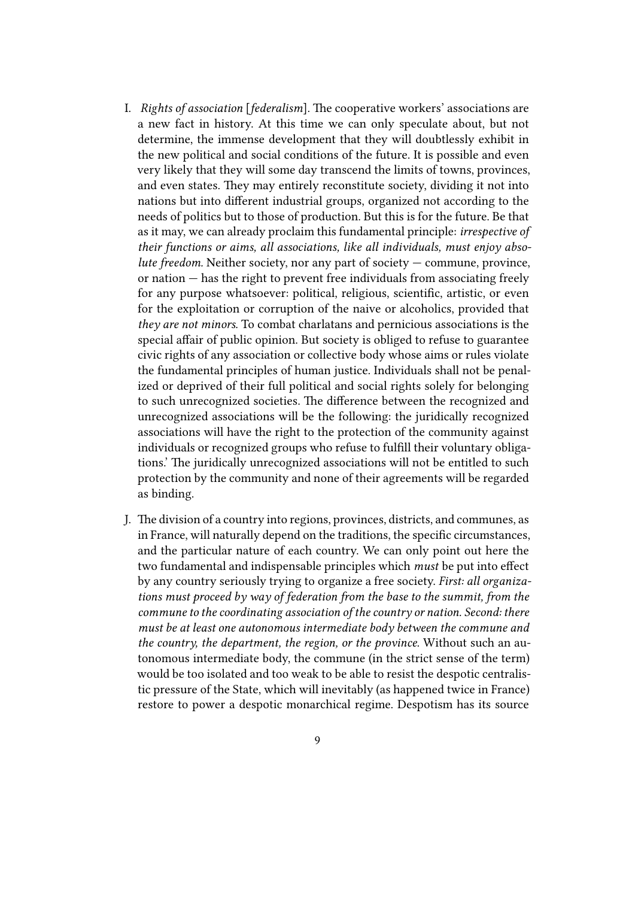I. *Rights of association* [*federalism*]. The cooperative workers' associations are a new fact in history. At this time we can only speculate about, but not determine, the immense development that they will doubtlessly exhibit in the new political and social conditions of the future. It is possible and even very likely that they will some day transcend the limits of towns, provinces, and even states. They may entirely reconstitute society, dividing it not into nations but into different industrial groups, organized not according to the needs of politics but to those of production. But this is for the future. Be that as it may, we can already proclaim this fundamental principle: *irrespective of their functions or aims, all associations, like all individuals, must enjoy absolute freedom.* Neither society, nor any part of society — commune, province, or nation — has the right to prevent free individuals from associating freely for any purpose whatsoever: political, religious, scientific, artistic, or even for the exploitation or corruption of the naive or alcoholics, provided that *they are not minors.* To combat charlatans and pernicious associations is the special affair of public opinion. But society is obliged to refuse to guarantee civic rights of any association or collective body whose aims or rules violate the fundamental principles of human justice. Individuals shall not be penalized or deprived of their full political and social rights solely for belonging to such unrecognized societies. The difference between the recognized and unrecognized associations will be the following: the juridically recognized associations will have the right to the protection of the community against individuals or recognized groups who refuse to fulfill their voluntary obligations.' The juridically unrecognized associations will not be entitled to such protection by the community and none of their agreements will be regarded as binding.

J. The division of a country into regions, provinces, districts, and communes, as in France, will naturally depend on the traditions, the specific circumstances, and the particular nature of each country. We can only point out here the two fundamental and indispensable principles which *must* be put into effect by any country seriously trying to organize a free society. *First: all organizations must proceed by way of federation from the base to the summit, from the commune to the coordinating association of the country or nation. Second: there must be at least one autonomous intermediate body between the commune and the country, the department, the region, or the province.* Without such an autonomous intermediate body, the commune (in the strict sense of the term) would be too isolated and too weak to be able to resist the despotic centralistic pressure of the State, which will inevitably (as happened twice in France) restore to power a despotic monarchical regime. Despotism has its source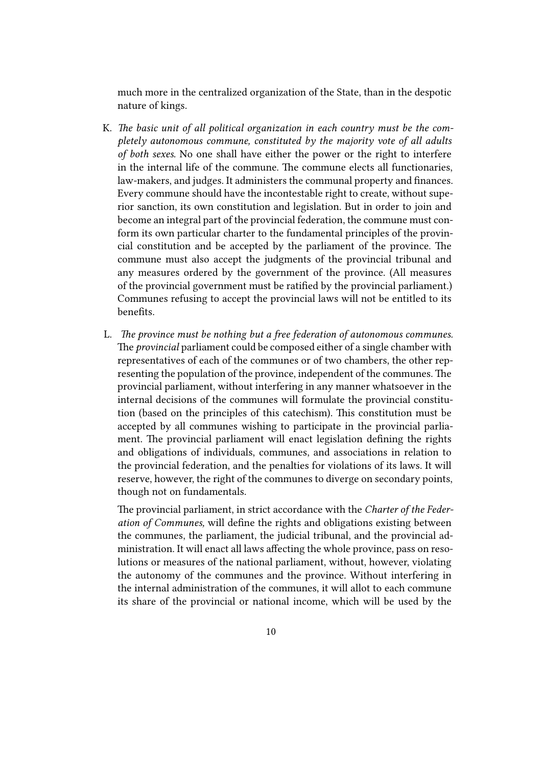much more in the centralized organization of the State, than in the despotic nature of kings.

K. *The basic unit of all political organization in each country must be the completely autonomous commune, constituted by the majority vote of all adults of both sexes.* No one shall have either the power or the right to interfere in the internal life of the commune. The commune elects all functionaries, law-makers, and judges. It administers the communal property and finances. Every commune should have the incontestable right to create, without superior sanction, its own constitution and legislation. But in order to join and become an integral part of the provincial federation, the commune must conform its own particular charter to the fundamental principles of the provincial constitution and be accepted by the parliament of the province. The commune must also accept the judgments of the provincial tribunal and any measures ordered by the government of the province. (All measures of the provincial government must be ratified by the provincial parliament.) Communes refusing to accept the provincial laws will not be entitled to its benefits.

L. *The province must be nothing but a free federation of autonomous communes.* The *provincial* parliament could be composed either of a single chamber with representatives of each of the communes or of two chambers, the other representing the population of the province, independent of the communes. The provincial parliament, without interfering in any manner whatsoever in the internal decisions of the communes will formulate the provincial constitution (based on the principles of this catechism). This constitution must be accepted by all communes wishing to participate in the provincial parliament. The provincial parliament will enact legislation defining the rights and obligations of individuals, communes, and associations in relation to the provincial federation, and the penalties for violations of its laws. It will reserve, however, the right of the communes to diverge on secondary points, though not on fundamentals.

The provincial parliament, in strict accordance with the *Charter of the Federation of Communes,* will define the rights and obligations existing between the communes, the parliament, the judicial tribunal, and the provincial administration. It will enact all laws affecting the whole province, pass on resolutions or measures of the national parliament, without, however, violating the autonomy of the communes and the province. Without interfering in the internal administration of the communes, it will allot to each commune its share of the provincial or national income, which will be used by the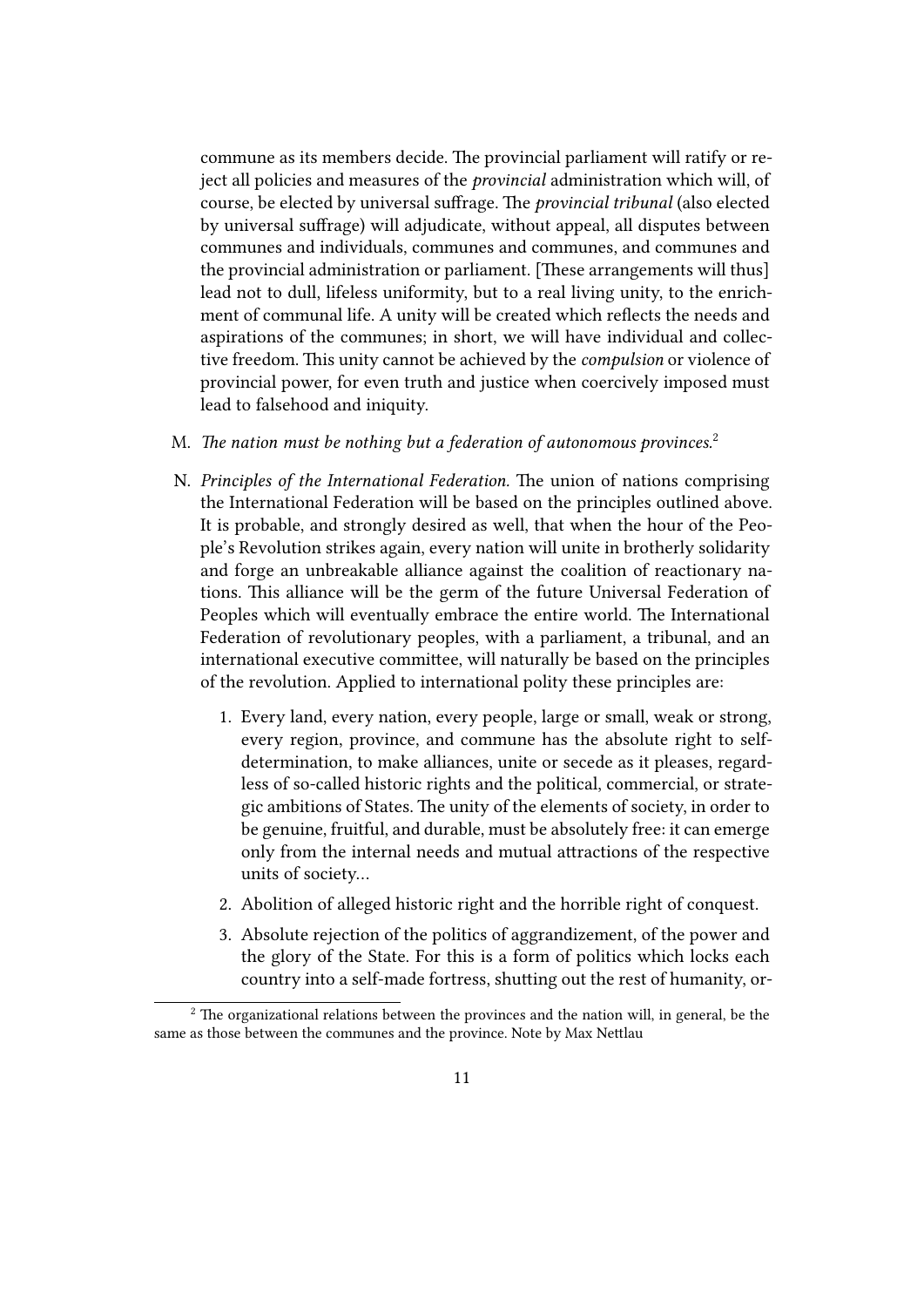commune as its members decide. The provincial parliament will ratify or reject all policies and measures of the *provincial* administration which will, of course, be elected by universal suffrage. The *provincial tribunal* (also elected by universal suffrage) will adjudicate, without appeal, all disputes between communes and individuals, communes and communes, and communes and the provincial administration or parliament. [These arrangements will thus] lead not to dull, lifeless uniformity, but to a real living unity, to the enrichment of communal life. A unity will be created which reflects the needs and aspirations of the communes; in short, we will have individual and collective freedom. This unity cannot be achieved by the *compulsion* or violence of provincial power, for even truth and justice when coercively imposed must lead to falsehood and iniquity.

M. *The nation must be nothing but a federation of autonomous provinces.*[2]

N. *Principles of the International Federation.* The union of nations comprising the International Federation will be based on the principles outlined above. It is probable, and strongly desired as well, that when the hour of the People's Revolution strikes again, every nation will unite in brotherly solidarity and forge an unbreakable alliance against the coalition of reactionary nations. This alliance will be the germ of the future Universal Federation of Peoples which will eventually embrace the entire world. The International Federation of revolutionary peoples, with a parliament, a tribunal, and an international executive committee, will naturally be based on the principles of the revolution. Applied to international polity these principles are:

   1. Every land, every nation, every people, large or small, weak or strong, every region, province, and commune has the absolute right to self-determination, to make alliances, unite or secede as it pleases, regardless of so-called historic rights and the political, commercial, or strategic ambitions of States. The unity of the elements of society, in order to be genuine, fruitful, and durable, must be absolutely free: it can emerge only from the internal needs and mutual attractions of the respective units of society…
   2. Abolition of alleged historic right and the horrible right of conquest.
   3. Absolute rejection of the politics of aggrandizement, of the power and the glory of the State. For this is a form of politics which locks each country into a self-made fortress, shutting out the rest of humanity, or-

[2] The organizational relations between the provinces and the nation will, in general, be the same as those between the communes and the province. Note by Max Nettlau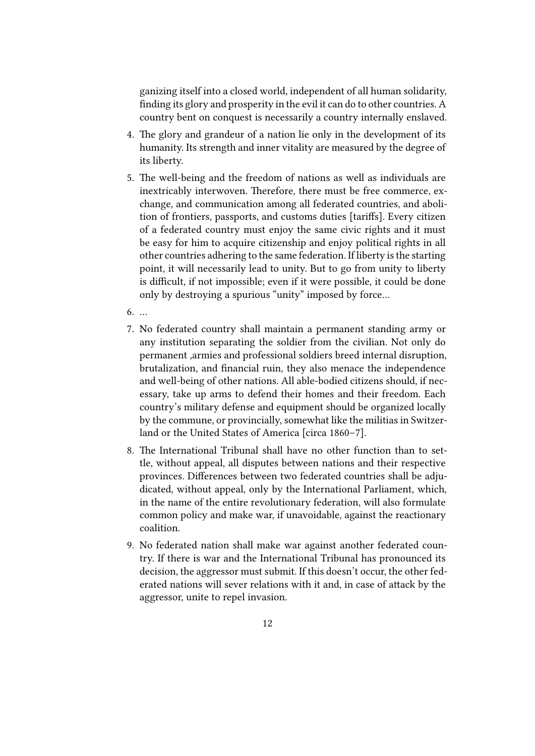ganizing itself into a closed world, independent of all human solidarity, finding its glory and prosperity in the evil it can do to other countries. A country bent on conquest is necessarily a country internally enslaved.

4. The glory and grandeur of a nation lie only in the development of its humanity. Its strength and inner vitality are measured by the degree of its liberty.
5. The well-being and the freedom of nations as well as individuals are inextricably interwoven. Therefore, there must be free commerce, exchange, and communication among all federated countries, and abolition of frontiers, passports, and customs duties [tariffs]. Every citizen of a federated country must enjoy the same civic rights and it must be easy for him to acquire citizenship and enjoy political rights in all other countries adhering to the same federation. If liberty is the starting point, it will necessarily lead to unity. But to go from unity to liberty is difficult, if not impossible; even if it were possible, it could be done only by destroying a spurious "unity" imposed by force…
6. …
7. No federated country shall maintain a permanent standing army or any institution separating the soldier from the civilian. Not only do permanent ,armies and professional soldiers breed internal disruption, brutalization, and financial ruin, they also menace the independence and well-being of other nations. All able-bodied citizens should, if necessary, take up arms to defend their homes and their freedom. Each country's military defense and equipment should be organized locally by the commune, or provincially, somewhat like the militias in Switzerland or the United States of America [circa 1860–7].
8. The International Tribunal shall have no other function than to settle, without appeal, all disputes between nations and their respective provinces. Differences between two federated countries shall be adjudicated, without appeal, only by the International Parliament, which, in the name of the entire revolutionary federation, will also formulate common policy and make war, if unavoidable, against the reactionary coalition.
9. No federated nation shall make war against another federated country. If there is war and the International Tribunal has pronounced its decision, the aggressor must submit. If this doesn't occur, the other federated nations will sever relations with it and, in case of attack by the aggressor, unite to repel invasion.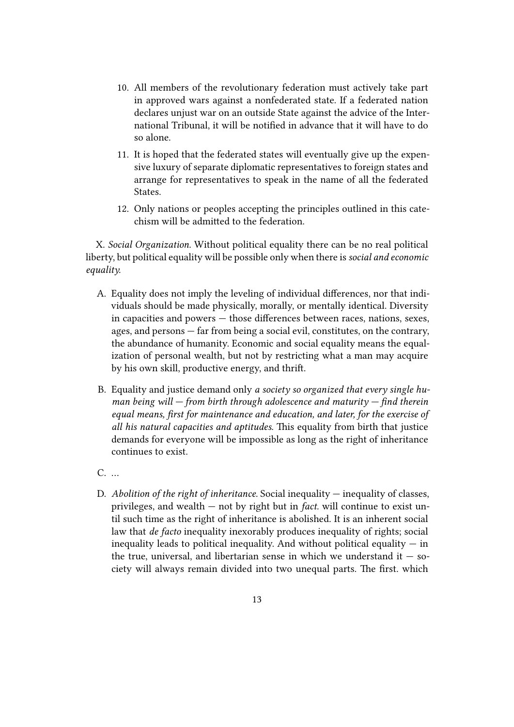10. All members of the revolutionary federation must actively take part in approved wars against a nonfederated state. If a federated nation declares unjust war on an outside State against the advice of the International Tribunal, it will be notified in advance that it will have to do so alone.
11. It is hoped that the federated states will eventually give up the expensive luxury of separate diplomatic representatives to foreign states and arrange for representatives to speak in the name of all the federated States.
12. Only nations or peoples accepting the principles outlined in this catechism will be admitted to the federation.

X. *Social Organization.* Without political equality there can be no real political liberty, but political equality will be possible only when there is *social and economic equality.*

A. Equality does not imply the leveling of individual differences, nor that individuals should be made physically, morally, or mentally identical. Diversity in capacities and powers — those differences between races, nations, sexes, ages, and persons — far from being a social evil, constitutes, on the contrary, the abundance of humanity. Economic and social equality means the equalization of personal wealth, but not by restricting what a man may acquire by his own skill, productive energy, and thrift.

B. Equality and justice demand only *a society so organized that every single human being will — from birth through adolescence and maturity — find therein equal means, first for maintenance and education, and later, for the exercise of all his natural capacities and aptitudes*. This equality from birth that justice demands for everyone will be impossible as long as the right of inheritance continues to exist.

C. …

D. *Abolition of the right of inheritance.* Social inequality — inequality of classes, privileges, and wealth — not by right but in *fact.* will continue to exist until such time as the right of inheritance is abolished. It is an inherent social law that *de facto* inequality inexorably produces inequality of rights; social inequality leads to political inequality. And without political equality — in the true, universal, and libertarian sense in which we understand it — society will always remain divided into two unequal parts. The first. which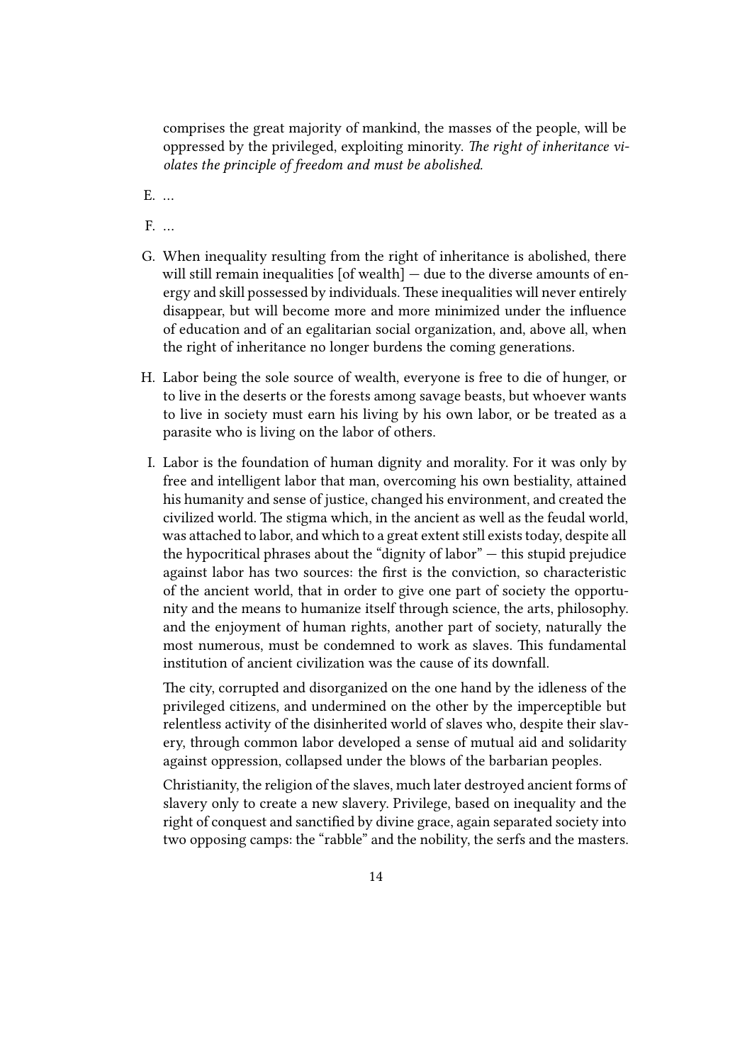comprises the great majority of mankind, the masses of the people, will be oppressed by the privileged, exploiting minority. *The right of inheritance violates the principle of freedom and must be abolished.*

E. …

F. …

G. When inequality resulting from the right of inheritance is abolished, there will still remain inequalities [of wealth] — due to the diverse amounts of energy and skill possessed by individuals. These inequalities will never entirely disappear, but will become more and more minimized under the influence of education and of an egalitarian social organization, and, above all, when the right of inheritance no longer burdens the coming generations.

H. Labor being the sole source of wealth, everyone is free to die of hunger, or to live in the deserts or the forests among savage beasts, but whoever wants to live in society must earn his living by his own labor, or be treated as a parasite who is living on the labor of others.

I. Labor is the foundation of human dignity and morality. For it was only by free and intelligent labor that man, overcoming his own bestiality, attained his humanity and sense of justice, changed his environment, and created the civilized world. The stigma which, in the ancient as well as the feudal world, was attached to labor, and which to a great extent still exists today, despite all the hypocritical phrases about the "dignity of labor" — this stupid prejudice against labor has two sources: the first is the conviction, so characteristic of the ancient world, that in order to give one part of society the opportunity and the means to humanize itself through science, the arts, philosophy. and the enjoyment of human rights, another part of society, naturally the most numerous, must be condemned to work as slaves. This fundamental institution of ancient civilization was the cause of its downfall.

   The city, corrupted and disorganized on the one hand by the idleness of the privileged citizens, and undermined on the other by the imperceptible but relentless activity of the disinherited world of slaves who, despite their slavery, through common labor developed a sense of mutual aid and solidarity against oppression, collapsed under the blows of the barbarian peoples.

   Christianity, the religion of the slaves, much later destroyed ancient forms of slavery only to create a new slavery. Privilege, based on inequality and the right of conquest and sanctified by divine grace, again separated society into two opposing camps: the "rabble" and the nobility, the serfs and the masters.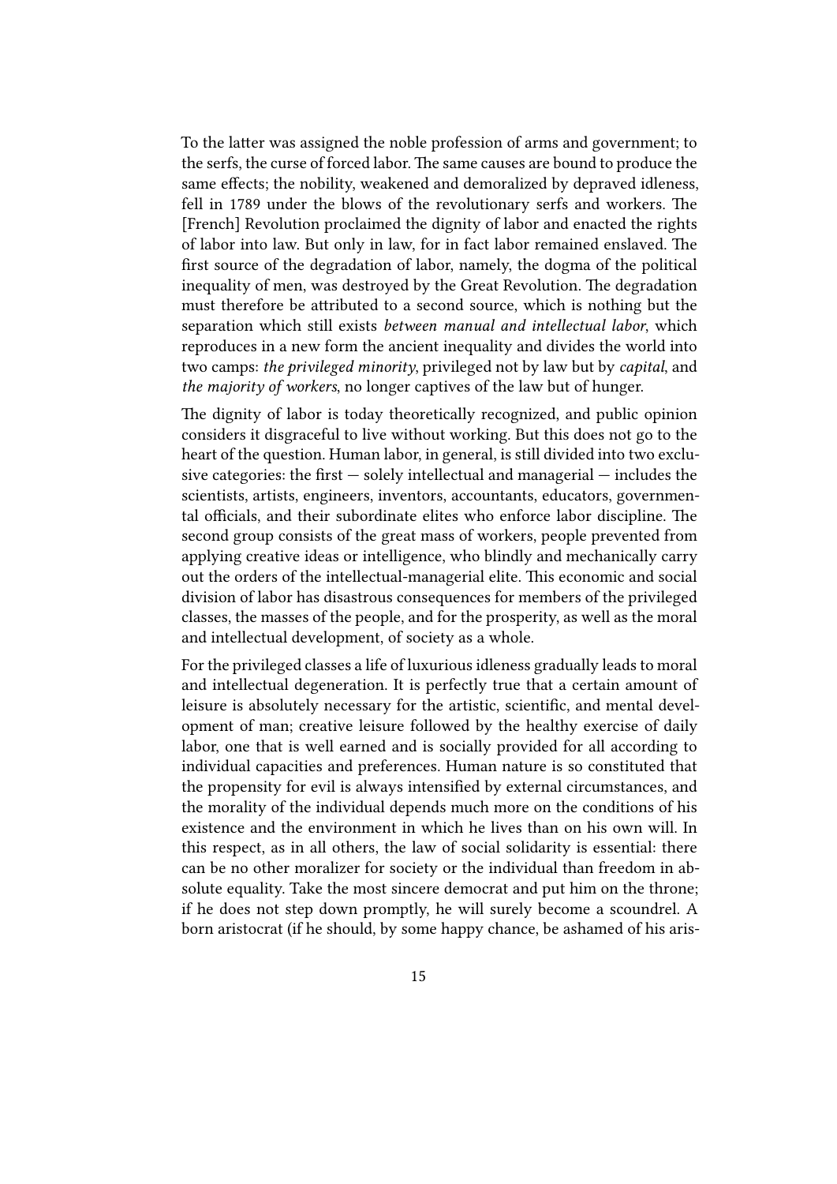To the latter was assigned the noble profession of arms and government; to the serfs, the curse of forced labor. The same causes are bound to produce the same effects; the nobility, weakened and demoralized by depraved idleness, fell in 1789 under the blows of the revolutionary serfs and workers. The [French] Revolution proclaimed the dignity of labor and enacted the rights of labor into law. But only in law, for in fact labor remained enslaved. The first source of the degradation of labor, namely, the dogma of the political inequality of men, was destroyed by the Great Revolution. The degradation must therefore be attributed to a second source, which is nothing but the separation which still exists *between manual and intellectual labor*, which reproduces in a new form the ancient inequality and divides the world into two camps: *the privileged minority*, privileged not by law but by *capital*, and *the majority of workers*, no longer captives of the law but of hunger.

The dignity of labor is today theoretically recognized, and public opinion considers it disgraceful to live without working. But this does not go to the heart of the question. Human labor, in general, is still divided into two exclusive categories: the first — solely intellectual and managerial — includes the scientists, artists, engineers, inventors, accountants, educators, governmental officials, and their subordinate elites who enforce labor discipline. The second group consists of the great mass of workers, people prevented from applying creative ideas or intelligence, who blindly and mechanically carry out the orders of the intellectual-managerial elite. This economic and social division of labor has disastrous consequences for members of the privileged classes, the masses of the people, and for the prosperity, as well as the moral and intellectual development, of society as a whole.

For the privileged classes a life of luxurious idleness gradually leads to moral and intellectual degeneration. It is perfectly true that a certain amount of leisure is absolutely necessary for the artistic, scientific, and mental development of man; creative leisure followed by the healthy exercise of daily labor, one that is well earned and is socially provided for all according to individual capacities and preferences. Human nature is so constituted that the propensity for evil is always intensified by external circumstances, and the morality of the individual depends much more on the conditions of his existence and the environment in which he lives than on his own will. In this respect, as in all others, the law of social solidarity is essential: there can be no other moralizer for society or the individual than freedom in absolute equality. Take the most sincere democrat and put him on the throne; if he does not step down promptly, he will surely become a scoundrel. A born aristocrat (if he should, by some happy chance, be ashamed of his aris-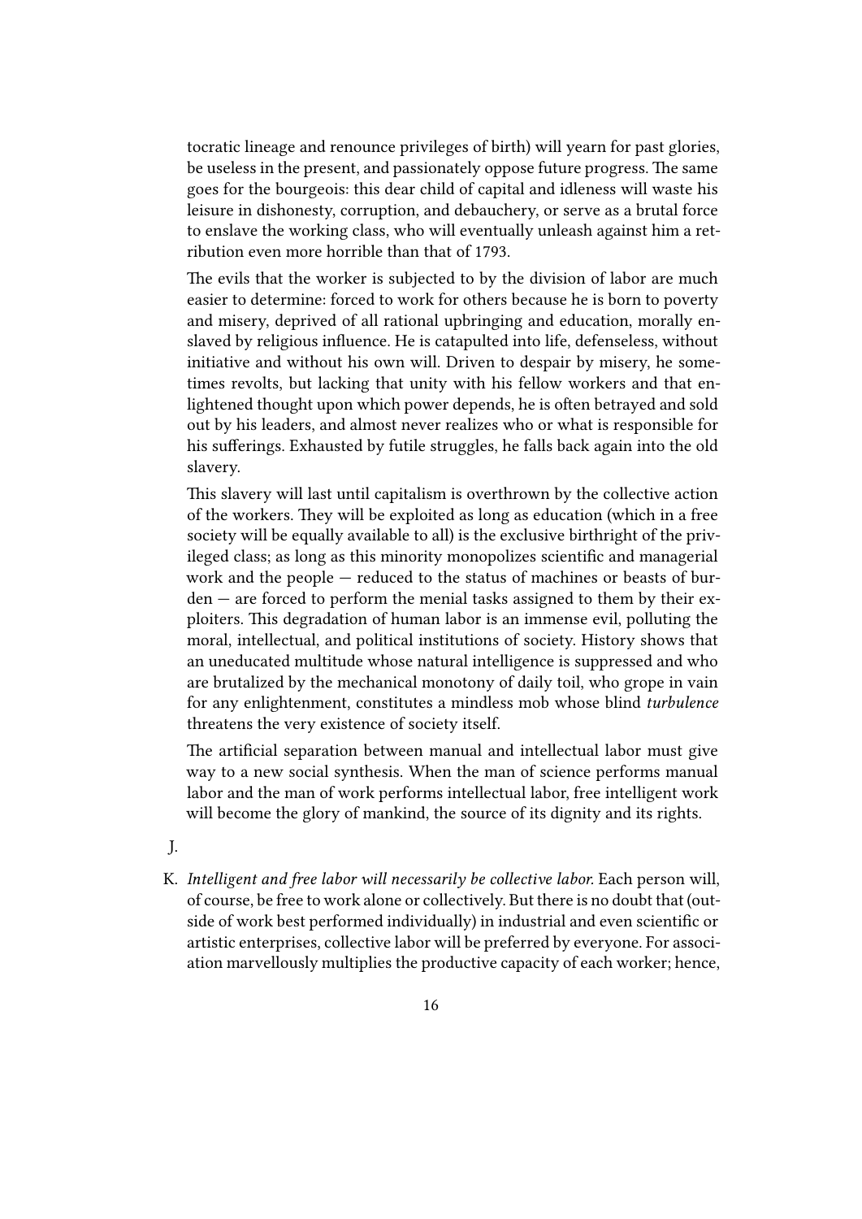tocratic lineage and renounce privileges of birth) will yearn for past glories, be useless in the present, and passionately oppose future progress. The same goes for the bourgeois: this dear child of capital and idleness will waste his leisure in dishonesty, corruption, and debauchery, or serve as a brutal force to enslave the working class, who will eventually unleash against him a retribution even more horrible than that of 1793.

The evils that the worker is subjected to by the division of labor are much easier to determine: forced to work for others because he is born to poverty and misery, deprived of all rational upbringing and education, morally enslaved by religious influence. He is catapulted into life, defenseless, without initiative and without his own will. Driven to despair by misery, he sometimes revolts, but lacking that unity with his fellow workers and that enlightened thought upon which power depends, he is often betrayed and sold out by his leaders, and almost never realizes who or what is responsible for his sufferings. Exhausted by futile struggles, he falls back again into the old slavery.

This slavery will last until capitalism is overthrown by the collective action of the workers. They will be exploited as long as education (which in a free society will be equally available to all) is the exclusive birthright of the privileged class; as long as this minority monopolizes scientific and managerial work and the people — reduced to the status of machines or beasts of burden — are forced to perform the menial tasks assigned to them by their exploiters. This degradation of human labor is an immense evil, polluting the moral, intellectual, and political institutions of society. History shows that an uneducated multitude whose natural intelligence is suppressed and who are brutalized by the mechanical monotony of daily toil, who grope in vain for any enlightenment, constitutes a mindless mob whose blind *turbulence* threatens the very existence of society itself.

The artificial separation between manual and intellectual labor must give way to a new social synthesis. When the man of science performs manual labor and the man of work performs intellectual labor, free intelligent work will become the glory of mankind, the source of its dignity and its rights.

J.

K. *Intelligent and free labor will necessarily be collective labor.* Each person will, of course, be free to work alone or collectively. But there is no doubt that (outside of work best performed individually) in industrial and even scientific or artistic enterprises, collective labor will be preferred by everyone. For association marvellously multiplies the productive capacity of each worker; hence,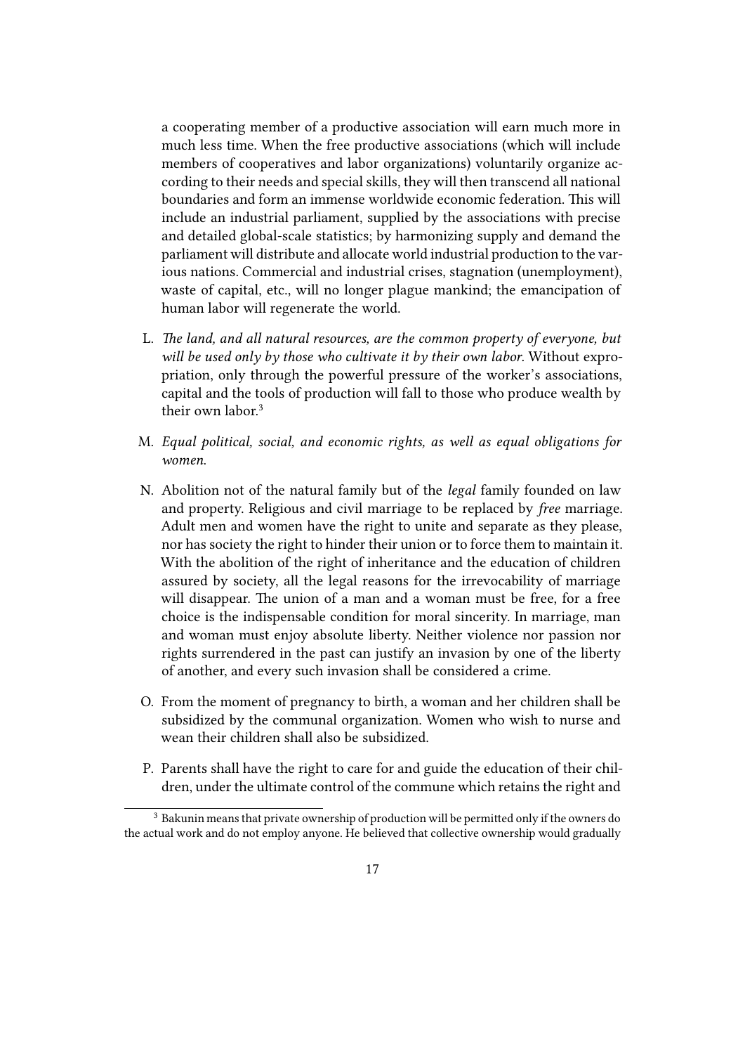a cooperating member of a productive association will earn much more in much less time. When the free productive associations (which will include members of cooperatives and labor organizations) voluntarily organize according to their needs and special skills, they will then transcend all national boundaries and form an immense worldwide economic federation. This will include an industrial parliament, supplied by the associations with precise and detailed global-scale statistics; by harmonizing supply and demand the parliament will distribute and allocate world industrial production to the various nations. Commercial and industrial crises, stagnation (unemployment), waste of capital, etc., will no longer plague mankind; the emancipation of human labor will regenerate the world.

L. *The land, and all natural resources, are the common property of everyone, but will be used only by those who cultivate it by their own labor.* Without expropriation, only through the powerful pressure of the worker's associations, capital and the tools of production will fall to those who produce wealth by their own labor.[3]

M. *Equal political, social, and economic rights, as well as equal obligations for women.*

N. Abolition not of the natural family but of the *legal* family founded on law and property. Religious and civil marriage to be replaced by *free* marriage. Adult men and women have the right to unite and separate as they please, nor has society the right to hinder their union or to force them to maintain it. With the abolition of the right of inheritance and the education of children assured by society, all the legal reasons for the irrevocability of marriage will disappear. The union of a man and a woman must be free, for a free choice is the indispensable condition for moral sincerity. In marriage, man and woman must enjoy absolute liberty. Neither violence nor passion nor rights surrendered in the past can justify an invasion by one of the liberty of another, and every such invasion shall be considered a crime.

O. From the moment of pregnancy to birth, a woman and her children shall be subsidized by the communal organization. Women who wish to nurse and wean their children shall also be subsidized.

P. Parents shall have the right to care for and guide the education of their children, under the ultimate control of the commune which retains the right and

---

[3] Bakunin means that private ownership of production will be permitted only if the owners do the actual work and do not employ anyone. He believed that collective ownership would gradually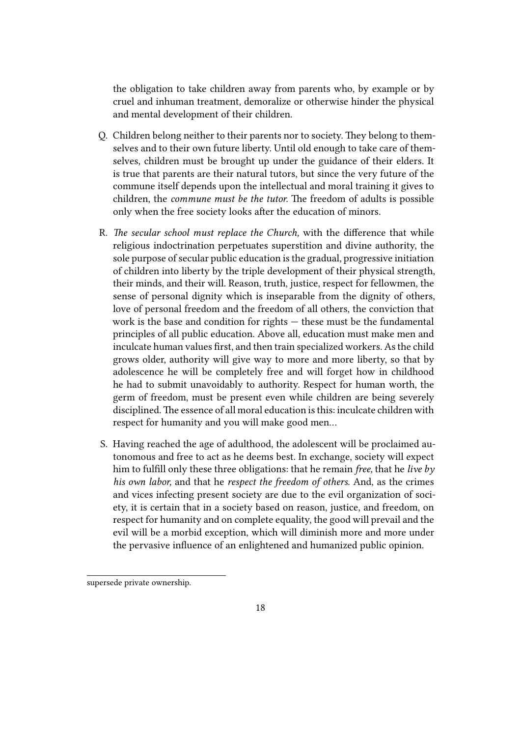the obligation to take children away from parents who, by example or by cruel and inhuman treatment, demoralize or otherwise hinder the physical and mental development of their children.

Q. Children belong neither to their parents nor to society. They belong to themselves and to their own future liberty. Until old enough to take care of themselves, children must be brought up under the guidance of their elders. It is true that parents are their natural tutors, but since the very future of the commune itself depends upon the intellectual and moral training it gives to children, the *commune must be the tutor.* The freedom of adults is possible only when the free society looks after the education of minors.

R. *The secular school must replace the Church,* with the difference that while religious indoctrination perpetuates superstition and divine authority, the sole purpose of secular public education is the gradual, progressive initiation of children into liberty by the triple development of their physical strength, their minds, and their will. Reason, truth, justice, respect for fellowmen, the sense of personal dignity which is inseparable from the dignity of others, love of personal freedom and the freedom of all others, the conviction that work is the base and condition for rights — these must be the fundamental principles of all public education. Above all, education must make men and inculcate human values first, and then train specialized workers. As the child grows older, authority will give way to more and more liberty, so that by adolescence he will be completely free and will forget how in childhood he had to submit unavoidably to authority. Respect for human worth, the germ of freedom, must be present even while children are being severely disciplined. The essence of all moral education is this: inculcate children with respect for humanity and you will make good men…

S. Having reached the age of adulthood, the adolescent will be proclaimed autonomous and free to act as he deems best. In exchange, society will expect him to fulfill only these three obligations: that he remain *free,* that he *live by his own labor,* and that he *respect the freedom of others.* And, as the crimes and vices infecting present society are due to the evil organization of society, it is certain that in a society based on reason, justice, and freedom, on respect for humanity and on complete equality, the good will prevail and the evil will be a morbid exception, which will diminish more and more under the pervasive influence of an enlightened and humanized public opinion.

---

supersede private ownership.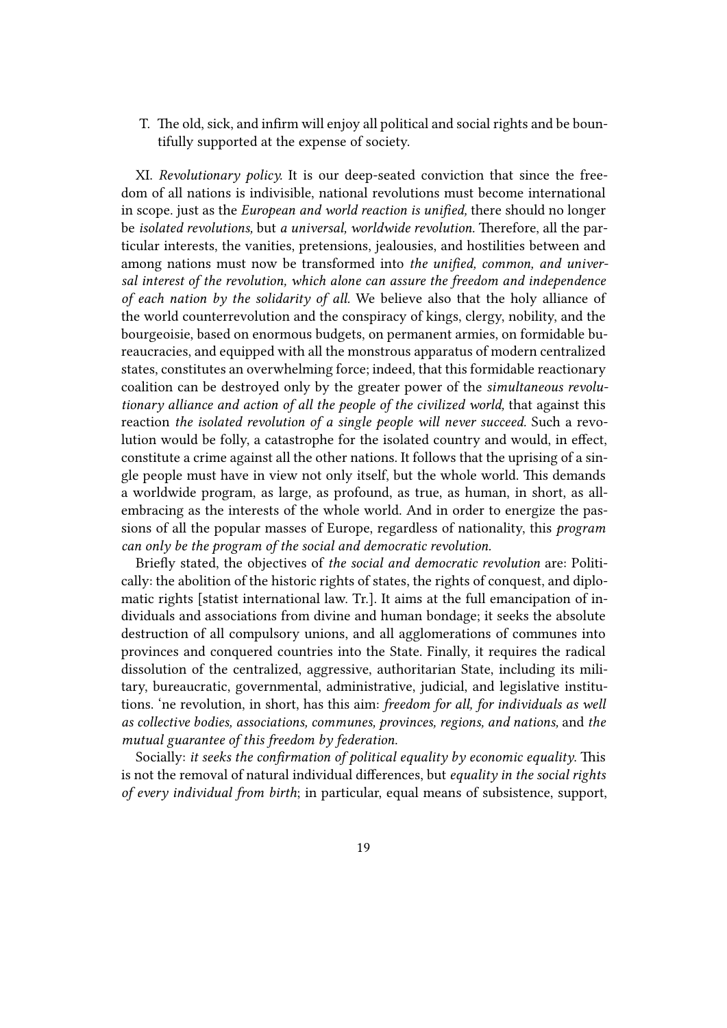T. The old, sick, and infirm will enjoy all political and social rights and be bountifully supported at the expense of society.

XI. *Revolutionary policy.* It is our deep-seated conviction that since the freedom of all nations is indivisible, national revolutions must become international in scope. just as the *European and world reaction is unified,* there should no longer be *isolated revolutions,* but *a universal, worldwide revolution.* Therefore, all the particular interests, the vanities, pretensions, jealousies, and hostilities between and among nations must now be transformed into *the unified, common, and universal interest of the revolution, which alone can assure the freedom and independence of each nation by the solidarity of all.* We believe also that the holy alliance of the world counterrevolution and the conspiracy of kings, clergy, nobility, and the bourgeoisie, based on enormous budgets, on permanent armies, on formidable bureaucracies, and equipped with all the monstrous apparatus of modern centralized states, constitutes an overwhelming force; indeed, that this formidable reactionary coalition can be destroyed only by the greater power of the *simultaneous revolutionary alliance and action of all the people of the civilized world,* that against this reaction *the isolated revolution of a single people will never succeed.* Such a revolution would be folly, a catastrophe for the isolated country and would, in effect, constitute a crime against all the other nations. It follows that the uprising of a single people must have in view not only itself, but the whole world. This demands a worldwide program, as large, as profound, as true, as human, in short, as all-embracing as the interests of the whole world. And in order to energize the passions of all the popular masses of Europe, regardless of nationality, this *program can only be the program of the social and democratic revolution.*

Briefly stated, the objectives of *the social and democratic revolution* are: Politically: the abolition of the historic rights of states, the rights of conquest, and diplomatic rights [statist international law. Tr.]. It aims at the full emancipation of individuals and associations from divine and human bondage; it seeks the absolute destruction of all compulsory unions, and all agglomerations of communes into provinces and conquered countries into the State. Finally, it requires the radical dissolution of the centralized, aggressive, authoritarian State, including its military, bureaucratic, governmental, administrative, judicial, and legislative institutions. 'ne revolution, in short, has this aim: *freedom for all, for individuals as well as collective bodies, associations, communes, provinces, regions, and nations,* and *the mutual guarantee of this freedom by federation.*

Socially: *it seeks the confirmation of political equality by economic equality.* This is not the removal of natural individual differences, but *equality in the social rights of every individual from birth*; in particular, equal means of subsistence, support,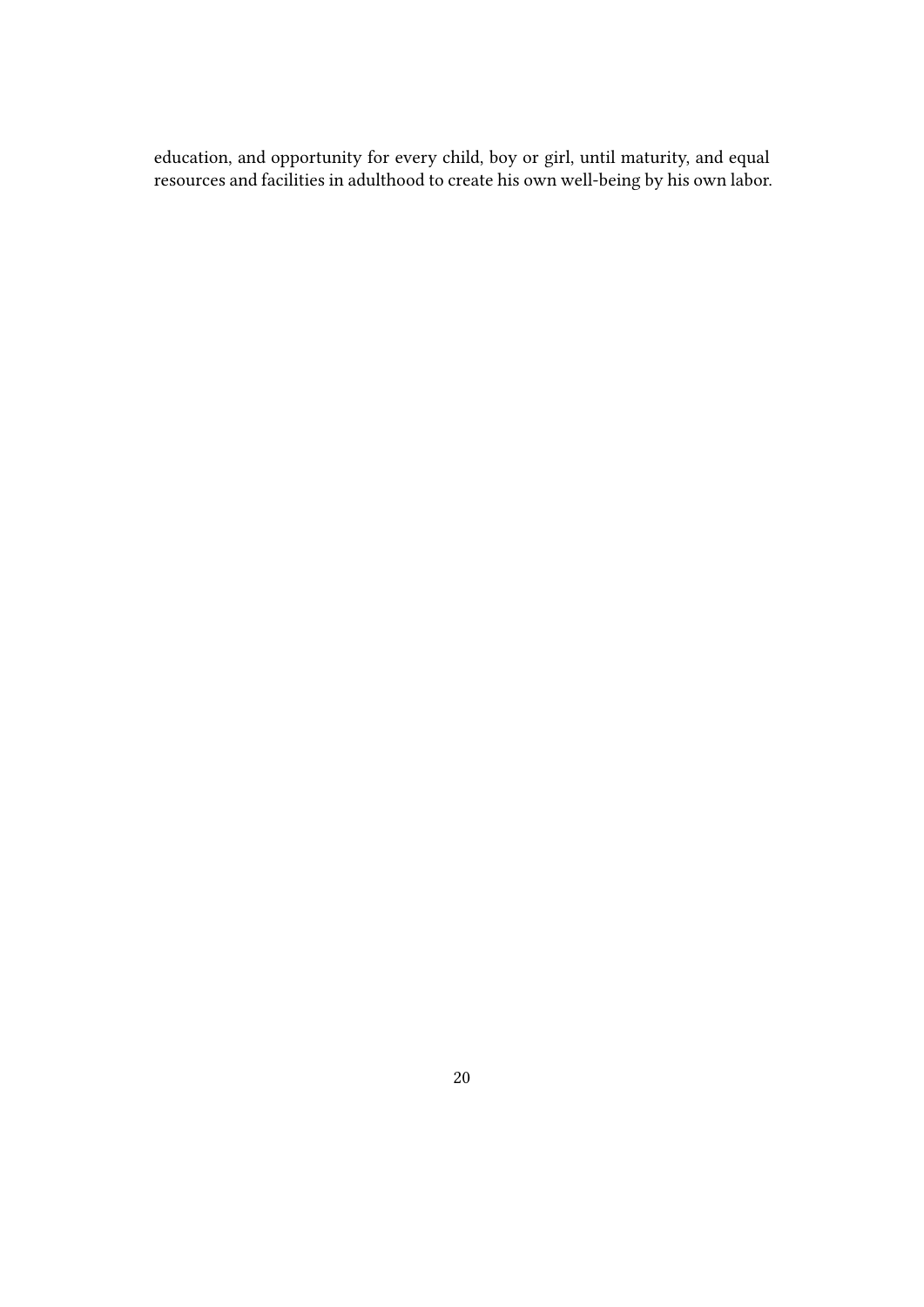education, and opportunity for every child, boy or girl, until maturity, and equal resources and facilities in adulthood to create his own well-being by his own labor.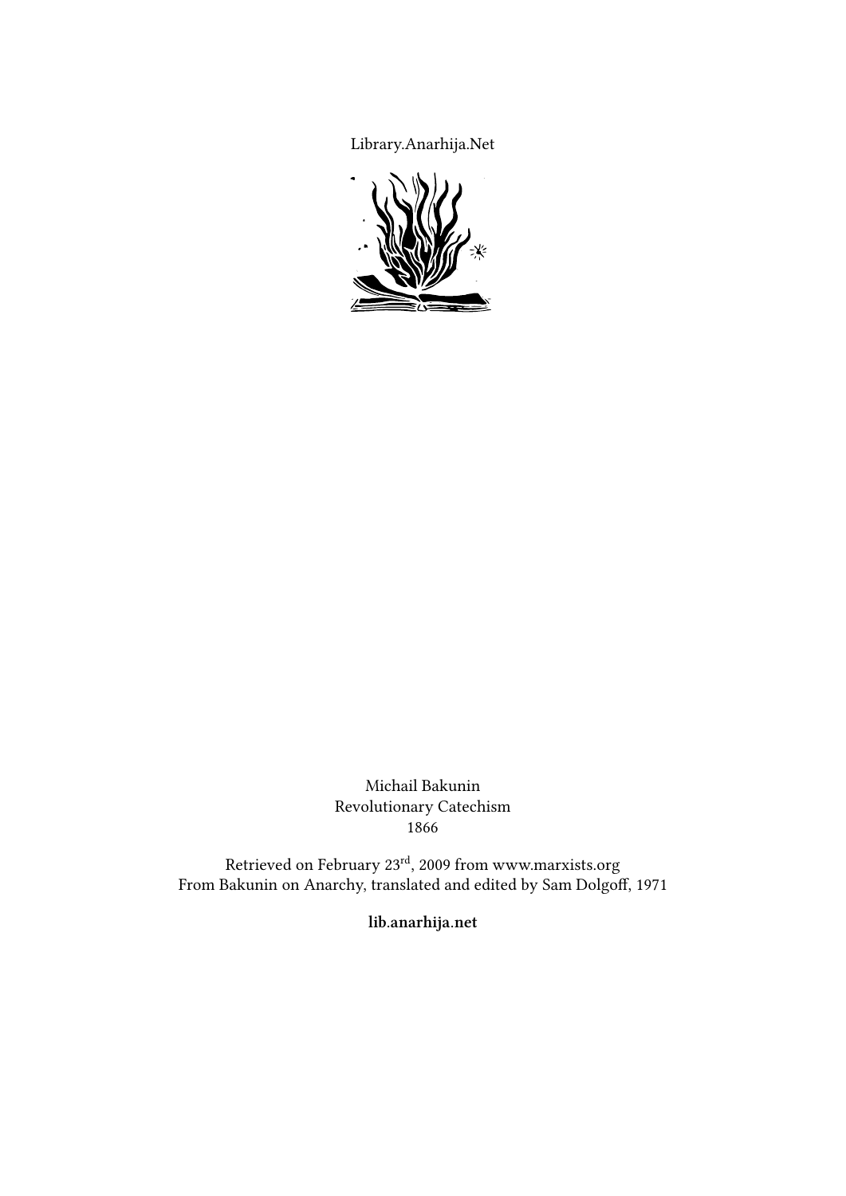Library.Anarhija.Net

Michail Bakunin
Revolutionary Catechism
1866

Retrieved on February 23rd, 2009 from www.marxists.org
From Bakunin on Anarchy, translated and edited by Sam Dolgoff, 1971

**lib.anarhija.net**